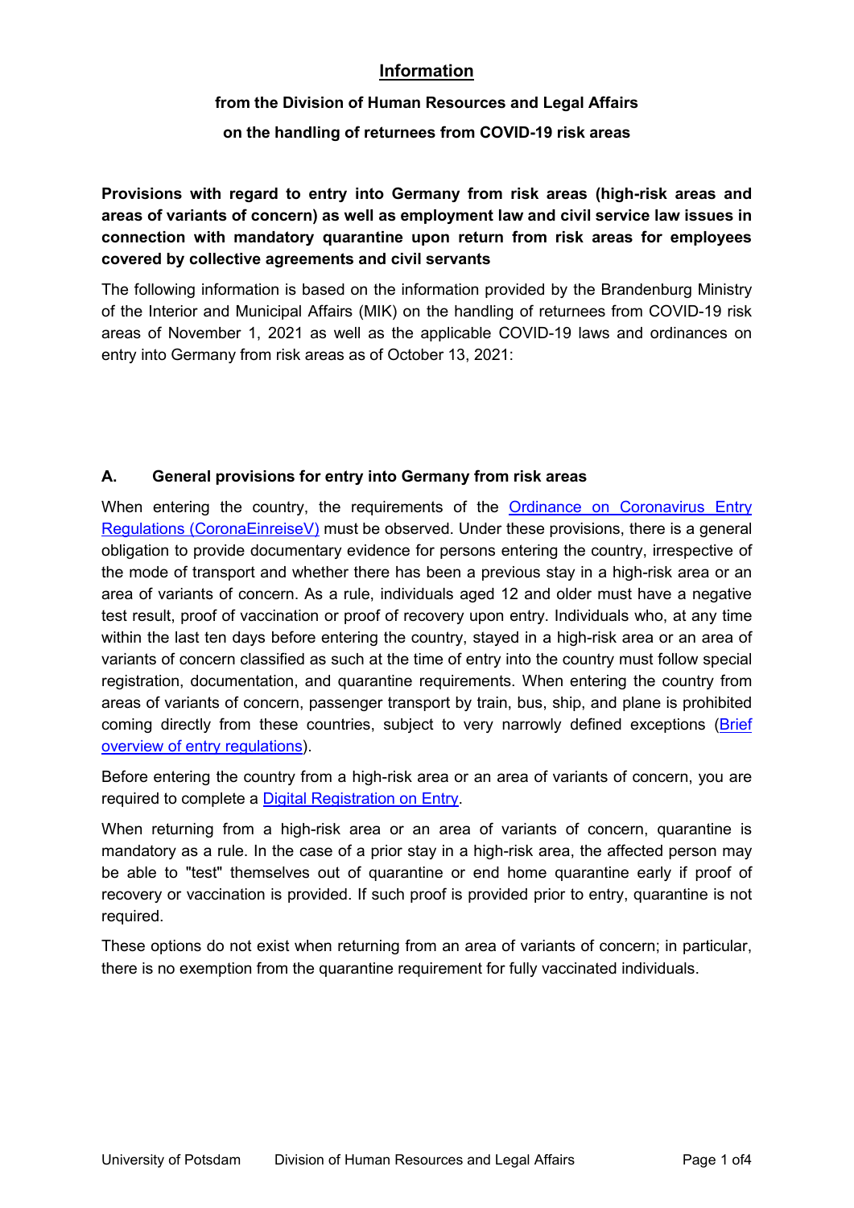# Information

## from the Division of Human Resources and Legal Affairs on the handling of returnees from COVID-19 risk areas

**Provisions with regard to entry into Germany from risk areas (high-risk areas and areas of variants of concern) as well as employment law and civil service law issues in connection with mandatory quarantine upon return from risk areas for employees covered by collective agreements and civil servants**

The following information is based on the information provided by the Brandenburg Ministry of the Interior and Municipal Affairs (MIK) on the handling of returnees from COVID-19 risk areas of November 1, 2021 as well as the applicable COVID-19 laws and ordinances on entry into Germany from risk areas as of October 13, 2021:

### A. General provisions for entry into Germany from risk areas

When entering the country, the requirements of the Ordinance on Coronavirus Entry Regulations (CoronaEinreiseV) must be observed. Under these provisions, there is a general obligation to provide documentary evidence for persons entering the country, irrespective of the mode of transport and whether there has been a previous stay in a high-risk area or an area of variants of concern. As a rule, individuals aged 12 and older must have a negative test result, proof of vaccination or proof of recovery upon entry. Individuals who, at any time within the last ten days before entering the country, stayed in a high-risk area or an area of variants of concern classified as such at the time of entry into the country must follow special registration, documentation, and quarantine requirements. When entering the country from areas of variants of concern, passenger transport by train, bus, ship, and plane is prohibited coming directly from these countries, subject to very narrowly defined exceptions (Brief overview of entry regulations).

Before entering the country from a high-risk area or an area of variants of concern, you are required to complete a Digital Registration on Entry.

When returning from a high-risk area or an area of variants of concern, quarantine is mandatory as a rule. In the case of a prior stay in a high-risk area, the affected person may be able to "test" themselves out of quarantine or end home quarantine early if proof of recovery or vaccination is provided. If such proof is provided prior to entry, quarantine is not required.

These options do not exist when returning from an area of variants of concern; in particular, there is no exemption from the quarantine requirement for fully vaccinated individuals.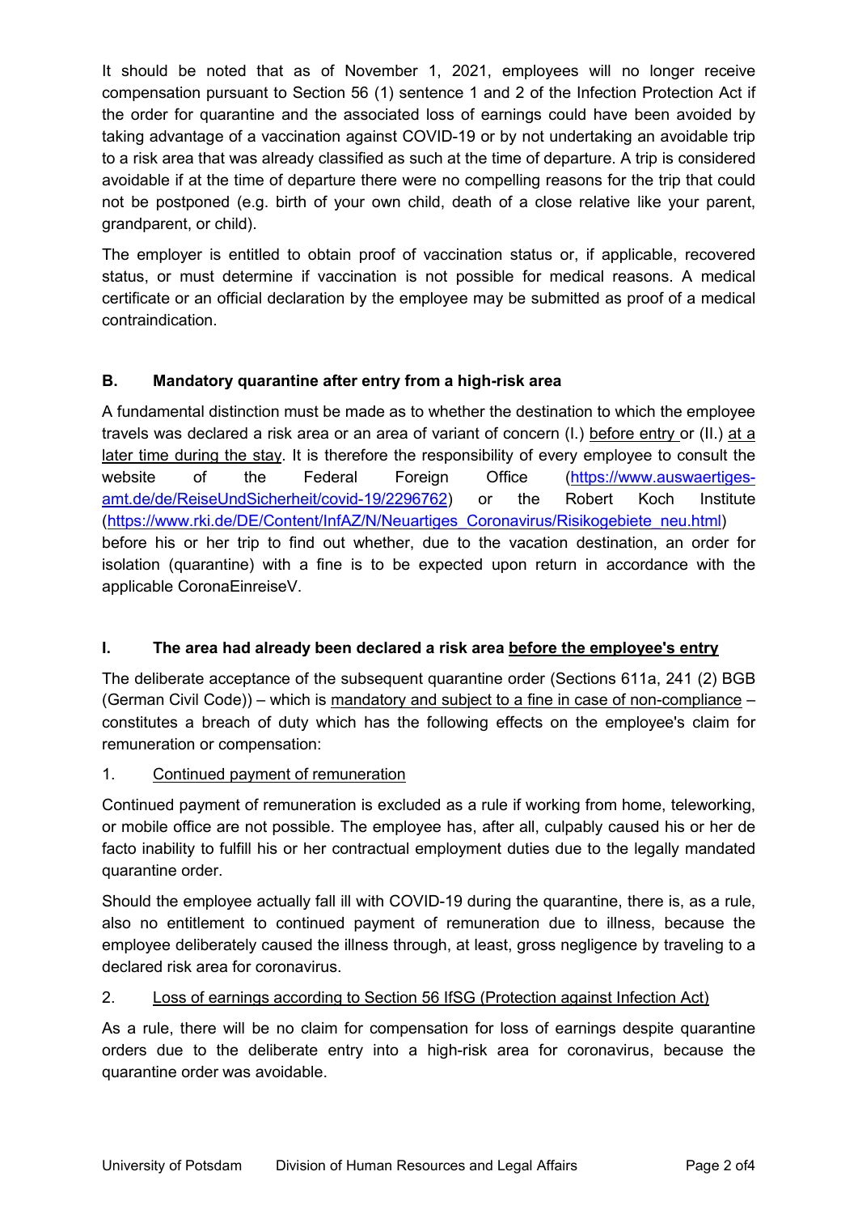It should be noted that as of November 1, 2021, employees will no longer receive compensation pursuant to Section 56 (1) sentence 1 and 2 of the Infection Protection Act if the order for quarantine and the associated loss of earnings could have been avoided by taking advantage of a vaccination against COVID-19 or by not undertaking an avoidable trip to a risk area that was already classified as such at the time of departure. A trip is considered avoidable if at the time of departure there were no compelling reasons for the trip that could not be postponed (e.g. birth of your own child, death of a close relative like your parent, grandparent, or child).

The employer is entitled to obtain proof of vaccination status or, if applicable, recovered status, or must determine if vaccination is not possible for medical reasons. A medical certificate or an official declaration by the employee may be submitted as proof of a medical contraindication.

## B. Mandatory quarantine after entry from a high-risk area

A fundamental distinction must be made as to whether the destination to which the employee travels was declared a risk area or an area of variant of concern (I.) before entry or (II.) at a later time during the stay. It is therefore the responsibility of every employee to consult the website of the Federal Foreign Office (https://www.auswaertiges-amt.de/de/ReiseUndSicherheit/covid-19/2296762) or the Robert Koch Institute (https://www.rki.de/DE/Content/InfAZ/N/Neuartiges_Coronavirus/Risikogebiete_neu.html) before his or her trip to find out whether, due to the vacation destination, an order for isolation (quarantine) with a fine is to be expected upon return in accordance with the applicable CoronaEinreiseV.

### I. The area had already been declared a risk area before the employee's entry

The deliberate acceptance of the subsequent quarantine order (Sections 611a, 241 (2) BGB (German Civil Code)) – which is mandatory and subject to a fine in case of non-compliance – constitutes a breach of duty which has the following effects on the employee's claim for remuneration or compensation:

1. Continued payment of remuneration

Continued payment of remuneration is excluded as a rule if working from home, teleworking, or mobile office are not possible. The employee has, after all, culpably caused his or her de facto inability to fulfill his or her contractual employment duties due to the legally mandated quarantine order.

Should the employee actually fall ill with COVID-19 during the quarantine, there is, as a rule, also no entitlement to continued payment of remuneration due to illness, because the employee deliberately caused the illness through, at least, gross negligence by traveling to a declared risk area for coronavirus.

2. Loss of earnings according to Section 56 IfSG (Protection against Infection Act)

As a rule, there will be no claim for compensation for loss of earnings despite quarantine orders due to the deliberate entry into a high-risk area for coronavirus, because the quarantine order was avoidable.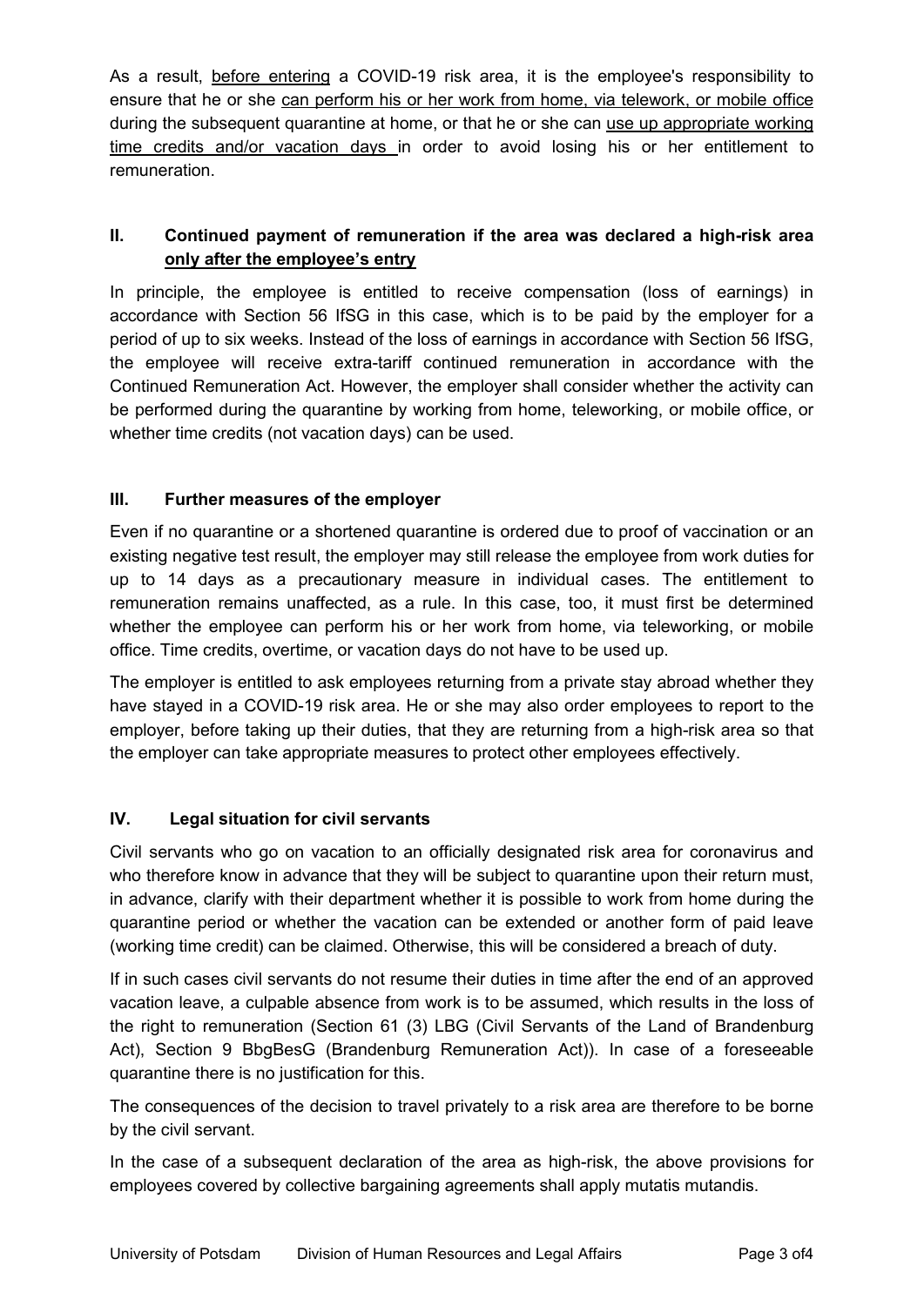As a result, before entering a COVID-19 risk area, it is the employee's responsibility to ensure that he or she can perform his or her work from home, via telework, or mobile office during the subsequent quarantine at home, or that he or she can use up appropriate working time credits and/or vacation days in order to avoid losing his or her entitlement to remuneration.

## II. Continued payment of remuneration if the area was declared a high-risk area only after the employee's entry

In principle, the employee is entitled to receive compensation (loss of earnings) in accordance with Section 56 IfSG in this case, which is to be paid by the employer for a period of up to six weeks. Instead of the loss of earnings in accordance with Section 56 IfSG, the employee will receive extra-tariff continued remuneration in accordance with the Continued Remuneration Act. However, the employer shall consider whether the activity can be performed during the quarantine by working from home, teleworking, or mobile office, or whether time credits (not vacation days) can be used.

## III. Further measures of the employer

Even if no quarantine or a shortened quarantine is ordered due to proof of vaccination or an existing negative test result, the employer may still release the employee from work duties for up to 14 days as a precautionary measure in individual cases. The entitlement to remuneration remains unaffected, as a rule. In this case, too, it must first be determined whether the employee can perform his or her work from home, via teleworking, or mobile office. Time credits, overtime, or vacation days do not have to be used up.

The employer is entitled to ask employees returning from a private stay abroad whether they have stayed in a COVID-19 risk area. He or she may also order employees to report to the employer, before taking up their duties, that they are returning from a high-risk area so that the employer can take appropriate measures to protect other employees effectively.

## IV. Legal situation for civil servants

Civil servants who go on vacation to an officially designated risk area for coronavirus and who therefore know in advance that they will be subject to quarantine upon their return must, in advance, clarify with their department whether it is possible to work from home during the quarantine period or whether the vacation can be extended or another form of paid leave (working time credit) can be claimed. Otherwise, this will be considered a breach of duty.

If in such cases civil servants do not resume their duties in time after the end of an approved vacation leave, a culpable absence from work is to be assumed, which results in the loss of the right to remuneration (Section 61 (3) LBG (Civil Servants of the Land of Brandenburg Act), Section 9 BbgBesG (Brandenburg Remuneration Act)). In case of a foreseeable quarantine there is no justification for this.

The consequences of the decision to travel privately to a risk area are therefore to be borne by the civil servant.

In the case of a subsequent declaration of the area as high-risk, the above provisions for employees covered by collective bargaining agreements shall apply mutatis mutandis.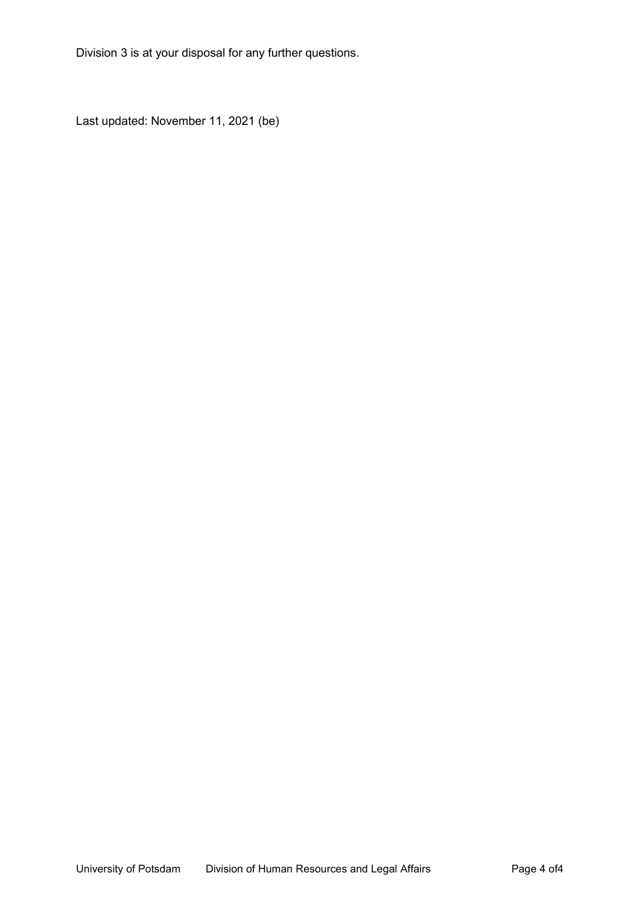Division 3 is at your disposal for any further questions.

Last updated: November 11, 2021 (be)